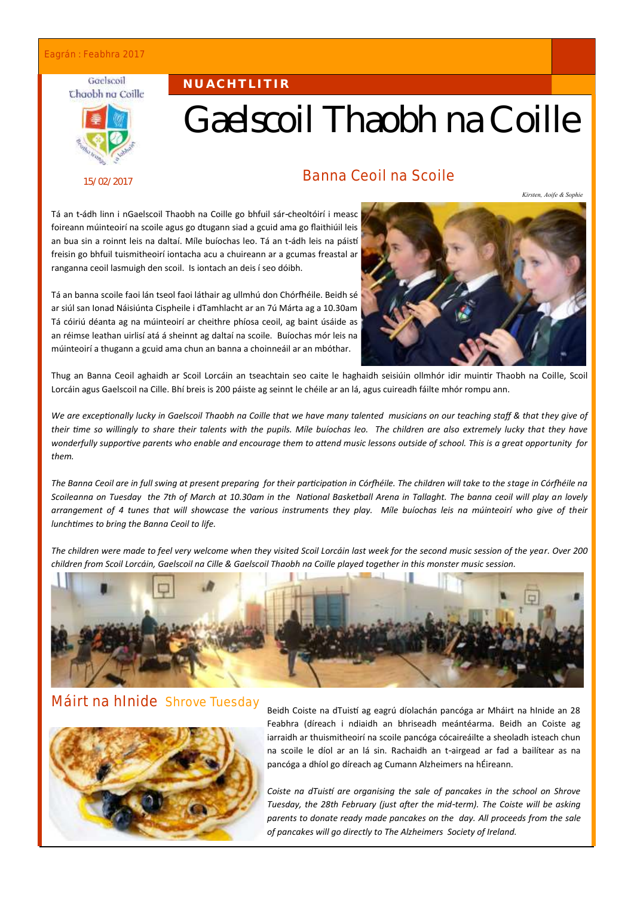Eagrán : Feabhra 2017

Gaelscoil Thaobh na Coille

**NUACHTLITIR**

# Gaelscoil Thaobh na Coille

15/02/2017

## Banna Ceoil na Scoile

*Kirsten, Aoife & Sophie*

Tá an t-ádh linn i nGaelscoil Thaobh na Coille go bhfuil sár-cheoltóirí i measc foireann múinteoirí na scoile agus go dtugann siad a gcuid ama go flaithiúil leis an bua sin a roinnt leis na daltaí. Míle buíochas leo. Tá an t-ádh leis na páistí freisin go bhfuil tuismitheoirí iontacha acu a chuireann ar a gcumas freastal ar ranganna ceoil lasmuigh den scoil. Is iontach an deis í seo dóibh.

Tá an banna scoile faoi lán tseol faoi láthair ag ullmhú don Chórfhéile. Beidh sé ar siúl san Ionad Náisiúnta Cispheile i dTamhlacht ar an 7ú Márta ag a 10.30am Tá cóiriú déanta ag na múinteoirí ar cheithre phíosa ceoil, ag baint úsáide as an réimse leathan uirlisí atá á sheinnt ag daltaí na scoile. Buíochas mór leis na múinteoirí a thugann a gcuid ama chun an banna a choinneáil ar an mbóthar.

Thug an Banna Ceoil aghaidh ar Scoil Lorcáin an tseachtain seo caite le haghaidh seisiúin ollmhór idir muintir Thaobh na Coille, Scoil Lorcáin agus Gaelscoil na Cille. Bhí breis is 200 páiste ag seinnt le chéile ar an lá, agus cuireadh fáilte mhór rompu ann.

*We are exceptionally lucky in Gaelscoil Thaobh na Coille that we have many talented musicians on our teaching staff & that they give of their time so willingly to share their talents with the pupils. Míle buíochas leo. The children are also extremely lucky that they have wonderfully supportive parents who enable and encourage them to attend music lessons outside of school. This is a great opportunity for them.*

*The Banna Ceoil are in full swing at present preparing for their participation in Córfhéile. The children will take to the stage in Córfhéile na Scoileanna on Tuesday the 7th of March at 10.30am in the National Basketball Arena in Tallaght. The banna ceoil will play an lovely arrangement of 4 tunes that will showcase the various instruments they play. Míle buíochas leis na múinteoirí who give of their lunchtimes to bring the Banna Ceoil to life.*

*The children were made to feel very welcome when they visited Scoil Lorcáin last week for the second music session of the year. Over 200 children from Scoil Lorcáin, Gaelscoil na Cille & Gaelscoil Thaobh na Coille played together in this monster music session.*

## Máirt na hInide Shrove Tuesday

Beidh Coiste na dTuistí ag eagrú díolachán pancóga ar Mháirt na hInide an 28 Feabhra (díreach i ndiaidh an bhriseadh meántéarma. Beidh an Coiste ag iarraidh ar thuismitheoirí na scoile pancóga cócaireáilte a sheoladh isteach chun na scoile le díol ar an lá sin. Rachaidh an t-airgead ar fad a bailítear as na pancóga a dhíol go díreach ag Cumann Alzheimers na hÉireann.

*Coiste na dTuistí are organising the sale of pancakes in the school on Shrove Tuesday, the 28th February (just after the mid-term). The Coiste will be asking parents to donate ready made pancakes on the day. All proceeds from the sale of pancakes will go directly to The Alzheimers Society of Ireland.*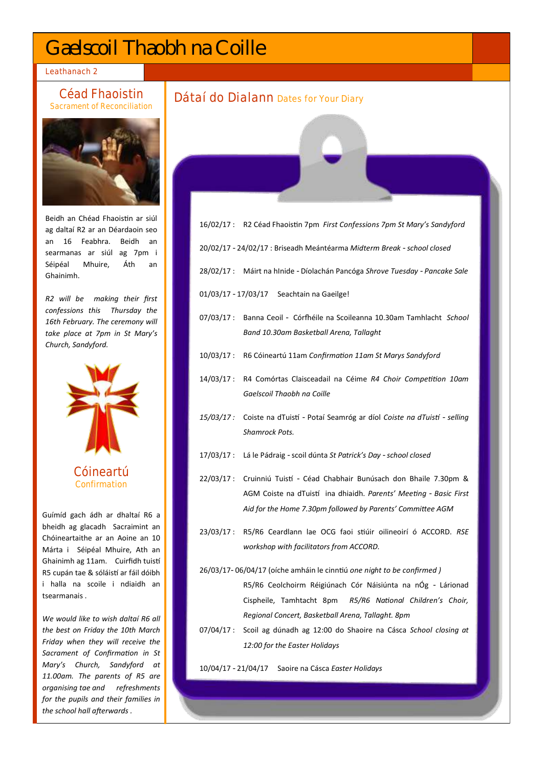# Gaelscoil Thaobh na Coille

Leathanach 2

## Céad Fhaoistin

Sacrament of Reconciliation

Beidh an Chéad Fhaoistin ar siúl ag daltaí R2 ar an Déardaoin seo an 16 Feabhra. Beidh an searmanas ar siúl ag 7pm i Séipéal Mhuire, Áth an Ghainimh.

*R2 will be making their first confessions this Thursday the 16th February. The ceremony will take place at 7pm in St Mary's Church, Sandyford.*

## Cóineartú

Confirmation

Guímíd gach ádh ar dhaltaí R6 a bheidh ag glacadh Sacraimint an Chóineartaithe ar an Aoine an 10 Márta i Séipéal Mhuire, Ath an Ghainimh ag 11am. Cuirfidh tuistí R5 cupán tae & sóláistí ar fáil dóibh i halla na scoile i ndiaidh an tsearmanais .

*We would like to wish daltaí R6 all the best on Friday the 10th March Friday when they will receive the Sacrament of Confirmation in St Mary's Church, Sandyford at 11.00am. The parents of R5 are organising tae and refreshments for the pupils and their families in the school hall afterwards .*

## Dátaí do Dialann Dates for Your Diary

16/02/17 : R2 Céad Fhaoistin 7pm *First Confessions 7pm St Mary's Sandyford*

20/02/17 - 24/02/17 : Briseadh Meántéarma *Midterm Break - school closed*

28/02/17 : Máirt na hInide - Díolachán Pancóga *Shrove Tuesday - Pancake Sale*

01/03/17 - 17/03/17 Seachtain na Gaeilge!

07/03/17 : Banna Ceoil - Córfhéile na Scoileanna 10.30am Tamhlacht *School Band 10.30am Basketball Arena, Tallaght*

10/03/17 : R6 Cóineartú 11am *Confirmation 11am St Marys Sandyford*

14/03/17 : R4 Comórtas Claisceadail na Céime *R4 Choir Competition 10am Gaelscoil Thaobh na Coille*

*15/03/17 :* Coiste na dTuistí - Potaí Seamróg ar díol *Coiste na dTuistí - selling Shamrock Pots.*

17/03/17 : Lá le Pádraig - scoil dúnta *St Patrick's Day - school closed*

22/03/17 : Cruinniú Tuistí - Céad Chabhair Bunúsach don Bhaile 7.30pm & AGM Coiste na dTuistí ina dhiaidh. *Parents' Meeting - Basic First Aid for the Home 7.30pm followed by Parents' Committee AGM*

23/03/17 : R5/R6 Ceardlann lae OCG faoi stiúir oilineoirí ó ACCORD. *RSE workshop with facilitators from ACCORD.*

26/03/17- 06/04/17 (oíche amháin le cinntiú *one night to be confirmed )* R5/R6 Ceolchoirm Réigiúnach Cór Náisiúnta na nÓg - Lárionad Cispheile, Tamhtacht 8pm *R5/R6 National Children's Choir, Regional Concert, Basketball Arena, Tallaght. 8pm*

07/04/17 : Scoil ag dúnadh ag 12:00 do Shaoire na Cásca *School closing at 12:00 for the Easter Holidays*

10/04/17 - 21/04/17 Saoire na Cásca *Easter Holidays*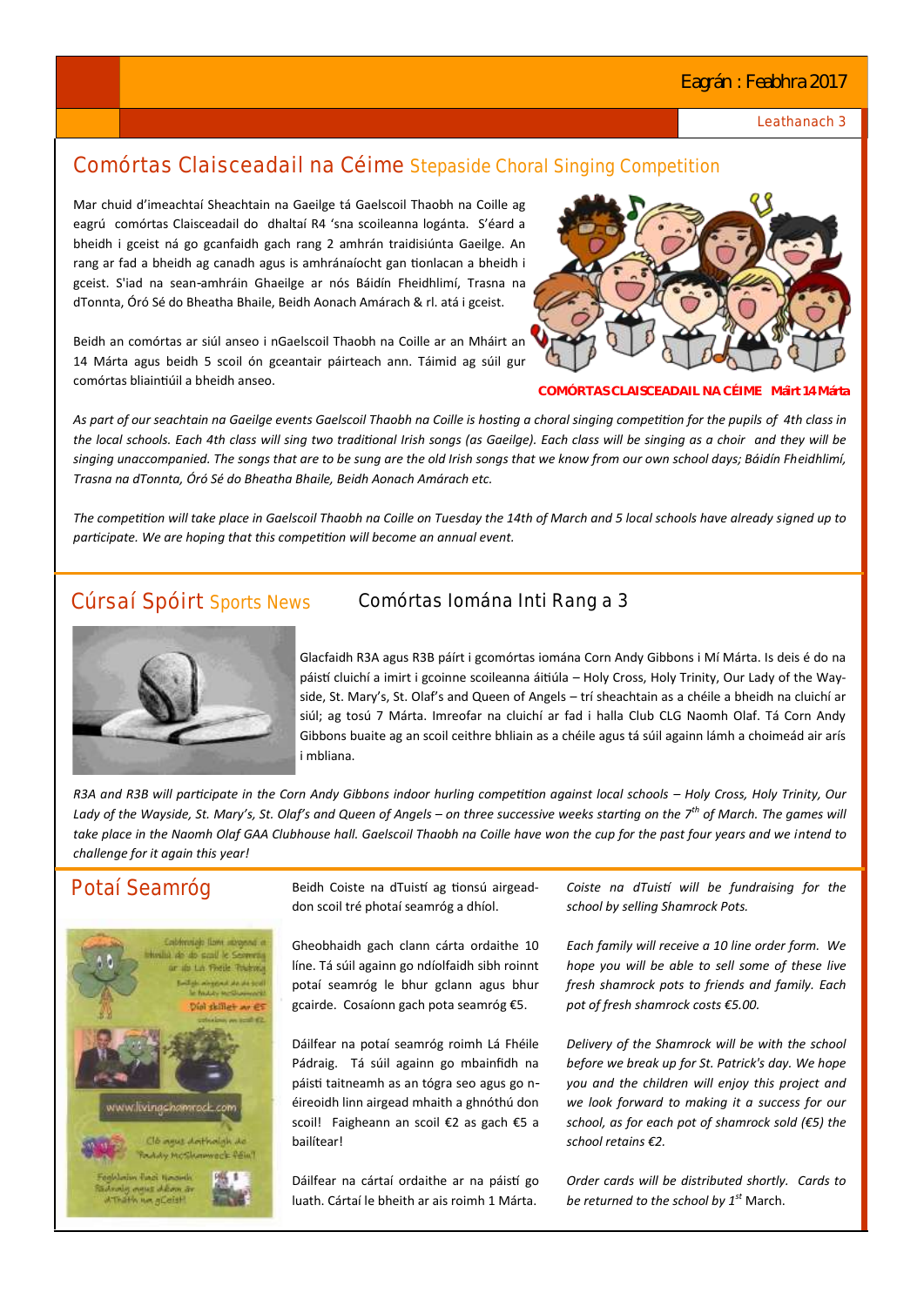## Comórtas Claisceadail na Céime Stepaside Choral Singing Competition

Mar chuid d'imeachtaí Sheachtain na Gaeilge tá Gaelscoil Thaobh na Coille ag eagrú comórtas Claisceadail do dhaltaí R4 'sna scoileanna logánta. S'éard a bheidh i gceist ná go gcanfaidh gach rang 2 amhrán traidisiúnta Gaeilge. An rang ar fad a bheidh ag canadh agus is amhránaíocht gan tionlacan a bheidh i gceist. S'iad na sean-amhráin Ghaeilge ar nós Báidín Fheidhlimí, Trasna na dTonnta, Óró Sé do Bheatha Bhaile, Beidh Aonach Amárach & rl. atá i gceist.

Beidh an comórtas ar siúl anseo i nGaelscoil Thaobh na Coille ar an Mháirt an 14 Márta agus beidh 5 scoil ón gceantair páirteach ann. Táimid ag súil gur comórtas bliaintiúil a bheidh anseo.

**COMÓRTAS CLAISCEADAIL NA CÉIME Máirt 14 Márta**

*As part of our seachtain na Gaeilge events Gaelscoil Thaobh na Coille is hosting a choral singing competition for the pupils of 4th class in the local schools. Each 4th class will sing two traditional Irish songs (as Gaeilge). Each class will be singing as a choir and they will be singing unaccompanied. The songs that are to be sung are the old Irish songs that we know from our own school days; Báidín Fheidhlimí, Trasna na dTonnta, Óró Sé do Bheatha Bhaile, Beidh Aonach Amárach etc.*

*The competition will take place in Gaelscoil Thaobh na Coille on Tuesday the 14th of March and 5 local schools have already signed up to participate. We are hoping that this competition will become an annual event.*

## Cúrsaí Spóirt Sports News

### Comórtas Iomána Inti Rang a 3

Glacfaidh R3A agus R3B páirt i gcomórtas iomána Corn Andy Gibbons i Mí Márta. Is deis é do na páistí cluichí a imirt i gcoinne scoileanna áitiúla – Holy Cross, Holy Trinity, Our Lady of the Wayside, St. Mary's, St. Olaf's and Queen of Angels – trí sheachtain as a chéile a bheidh na cluichí ar siúl; ag tosú 7 Márta. Imreofar na cluichí ar fad i halla Club CLG Naomh Olaf. Tá Corn Andy Gibbons buaite ag an scoil ceithre bhliain as a chéile agus tá súil againn lámh a choimeád air arís i mbliana.

*R3A and R3B will participate in the Corn Andy Gibbons indoor hurling competition against local schools – Holy Cross, Holy Trinity, Our Lady of the Wayside, St. Mary's, St. Olaf's and Queen of Angels – on three successive weeks starting on the 7th of March. The games will take place in the Naomh Olaf GAA Clubhouse hall. Gaelscoil Thaobh na Coille have won the cup for the past four years and we intend to challenge for it again this year!*

## Potaí Seamróg

Beidh Coiste na dTuistí ag tionsú airgead-don scoil tré photaí seamróg a dhíol.

Gheobhaidh gach clann cárta ordaithe 10 líne. Tá súil againn go ndíolfaidh sibh roinnt potaí seamróg le bhur gclann agus bhur gcairde. Cosaíonn gach pota seamróg €5.

Dáilfear na potaí seamróg roimh Lá Fhéile Pádraig. Tá súil againn go mbainfidh na páistí taitneamh as an tógra seo agus go n-éireoidh linn airgead mhaith a ghnóthú don scoil! Faigheann an scoil €2 as gach €5 a bailítear!

Dáilfear na cártaí ordaithe ar na páistí go luath. Cártaí le bheith ar ais roimh 1 Márta.

*Coiste na dTuistí will be fundraising for the school by selling Shamrock Pots.*

*Each family will receive a 10 line order form. We hope you will be able to sell some of these live fresh shamrock pots to friends and family. Each pot of fresh shamrock costs €5.00.*

*Delivery of the Shamrock will be with the school before we break up for St. Patrick's day. We hope you and the children will enjoy this project and we look forward to making it a success for our school, as for each pot of shamrock sold (€5) the school retains €2.*

*Order cards will be distributed shortly. Cards to be returned to the school by 1st March.*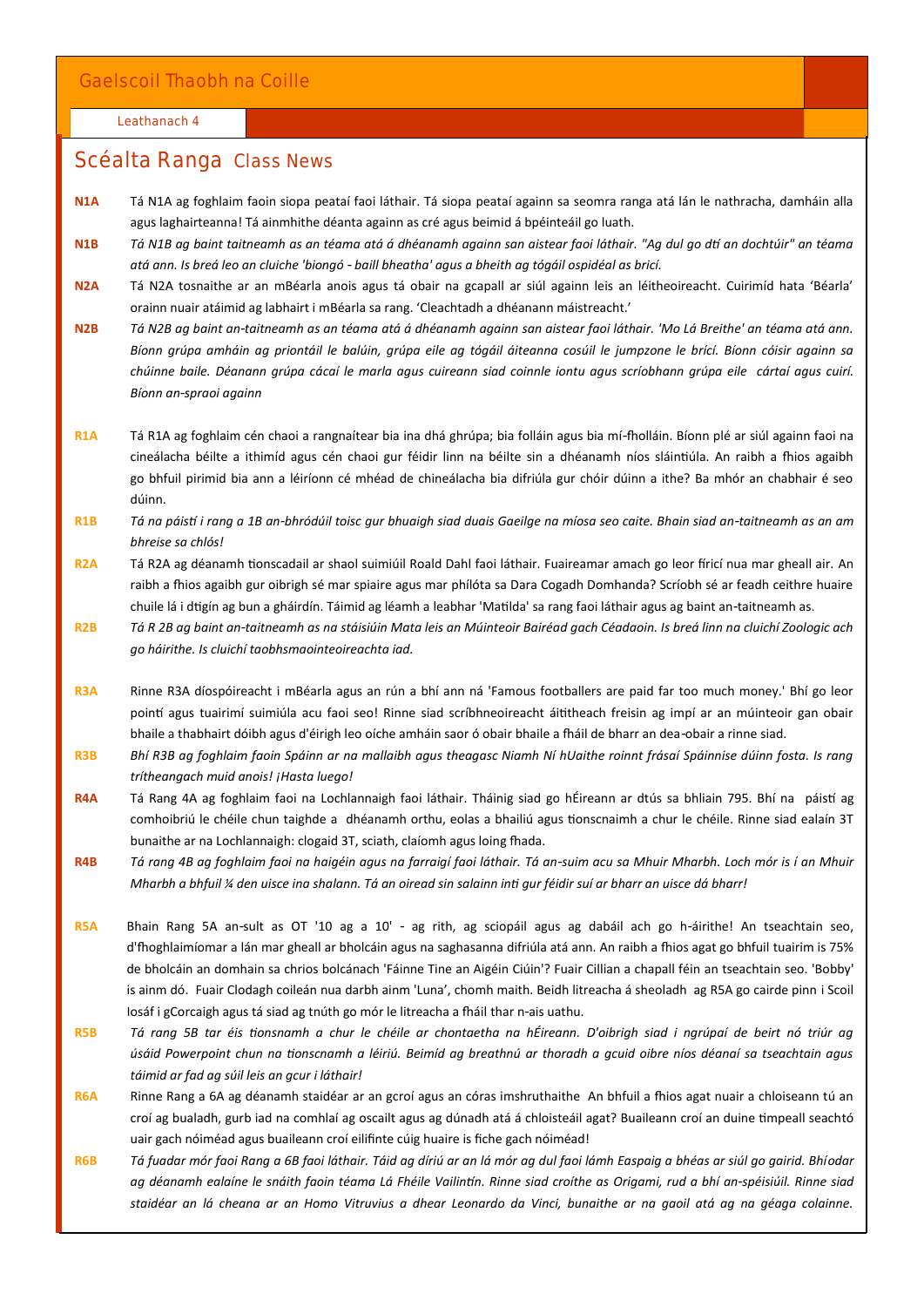Gaelscoil Thaobh na Coille

## Scéalta Ranga Class News

**N1A** Tá N1A ag foghlaim faoin siopa peataí faoi láthair. Tá siopa peataí againn sa seomra ranga atá lán le nathracha, damháin alla agus laghairteanna! Tá ainmhithe déanta againn as cré agus beimid á bpéinteáil go luath.

**N1B** *Tá N1B ag baint taitneamh as an téama atá á dhéanamh againn san aistear faoi láthair. "Ag dul go dtí an dochtúir" an téama atá ann. Is breá leo an cluiche 'biongó - baill bheatha' agus a bheith ag tógáil ospidéal as bricí.*

**N2A** Tá N2A tosnaithe ar an mBéarla anois agus tá obair na gcapall ar siúl againn leis an léitheoireacht. Cuirimíd hata 'Béarla' orainn nuair atáimid ag labhairt i mBéarla sa rang. 'Cleachtadh a dhéanann máistreacht.'

**N2B** *Tá N2B ag baint an-taitneamh as an téama atá á dhéanamh againn san aistear faoi láthair. 'Mo Lá Breithe' an téama atá ann. Bíonn grúpa amháin ag priontáil le balúin, grúpa eile ag tógáil áiteanna cosúil le jumpzone le brící. Bíonn cóisir againn sa chúinne baile. Déanann grúpa cácaí le marla agus cuireann siad coinnle iontu agus scríobhann grúpa eile cártaí agus cuirí. Bíonn an-spraoi againn*

**R1A** Tá R1A ag foghlaim cén chaoi a rangnaítear bia ina dhá ghrúpa; bia folláin agus bia mí-fholláin. Bíonn plé ar siúl againn faoi na cineálacha béilte a ithimíd agus cén chaoi gur féidir linn na béilte sin a dhéanamh níos sláintiúla. An raibh a fhios agaibh go bhfuil pirimid bia ann a léiríonn cé mhéad de chineálacha bia difriúla gur chóir dúinn a ithe? Ba mhór an chabhair é seo dúinn.

**R1B** *Tá na páistí i rang a 1B an-bhródúil toisc gur bhuaigh siad duais Gaeilge na míosa seo caite. Bhain siad an-taitneamh as an am bhreise sa chlós!*

**R2A** Tá R2A ag déanamh tionscadail ar shaol suimiúil Roald Dahl faoi láthair. Fuaireamar amach go leor fíricí nua mar gheall air. An raibh a fhios agaibh gur oibrigh sé mar spiaire agus mar phílóta sa Dara Cogadh Domhanda? Scríobh sé ar feadh ceithre huaire chuile lá i dtigín ag bun a gháirdín. Táimid ag léamh a leabhar 'Matilda' sa rang faoi láthair agus ag baint an-taitneamh as.

**R2B** *Tá R 2B ag baint an-taitneamh as na stáisiúin Mata leis an Múinteoir Bairéad gach Céadaoin. Is breá linn na cluichí Zoologic ach go háirithe. Is cluichí taobhsmaointeoireachta iad.*

**R3A** Rinne R3A díospóireacht i mBéarla agus an rún a bhí ann ná 'Famous footballers are paid far too much money.' Bhí go leor pointí agus tuairimí suimiúla acu faoi seo! Rinne siad scríbhneoireacht áititheach freisin ag impí ar an múinteoir gan obair bhaile a thabhairt dóibh agus d'éirigh leo oíche amháin saor ó obair bhaile a fháil de bharr an dea-obair a rinne siad.

**R3B** *Bhí R3B ag foghlaim faoin Spáinn ar na mallaibh agus theagasc Niamh Ní hUaithe roinnt frásaí Spáinnise dúinn fosta. Is rang trítheangach muid anois! ¡Hasta luego!*

**R4A** Tá Rang 4A ag foghlaim faoi na Lochlannaigh faoi láthair. Tháinig siad go hÉireann ar dtús sa bhliain 795. Bhí na páistí ag comhoibriú le chéile chun taighde a dhéanamh orthu, eolas a bhailiú agus tionscnaimh a chur le chéile. Rinne siad ealaín 3T bunaithe ar na Lochlannaigh: clogaid 3T, sciath, claíomh agus loing fhada.

**R4B** *Tá rang 4B ag foghlaim faoi na haigéin agus na farraigí faoi láthair. Tá an-suim acu sa Mhuir Mharbh. Loch mór is í an Mhuir Mharbh a bhfuil ¼ den uisce ina shalann. Tá an oiread sin salainn inti gur féidir suí ar bharr an uisce dá bharr!*

**R5A** Bhain Rang 5A an-sult as OT '10 ag a 10' - ag rith, ag sciopáil agus ag dabáil ach go h-áirithe! An tseachtain seo, d'fhoghlaimíomar a lán mar gheall ar bholcáin agus na saghasanna difriúla atá ann. An raibh a fhios agat go bhfuil tuairim is 75% de bholcáin an domhain sa chrios bolcánach 'Fáinne Tine an Aigéin Ciúin'? Fuair Cillian a chapall féin an tseachtain seo. 'Bobby' is ainm dó. Fuair Clodagh coileán nua darbh ainm 'Luna', chomh maith. Beidh litreacha á sheoladh ag R5A go cairde pinn i Scoil Iosáf i gCorcaigh agus tá siad ag tnúth go mór le litreacha a fháil thar n-ais uathu.

**R5B** *Tá rang 5B tar éis tionsnamh a chur le chéile ar chontaetha na hÉireann. D'oibrigh siad i ngrúpaí de beirt nó triúr ag úsáid Powerpoint chun na tionscnamh a léiriú. Beimid ag breathnú ar thoradh a gcuid oibre níos déanaí sa tseachtain agus táimid ar fad ag súil leis an gcur i láthair!*

**R6A** Rinne Rang a 6A ag déanamh staidéar ar an gcroí agus an córas imshruthaithe An bhfuil a fhios agat nuair a chloiseann tú an croí ag bualadh, gurb iad na comhlaí ag oscailt agus ag dúnadh atá á chloisteáil agat? Buaileann croí an duine timpeall seachtó uair gach nóiméad agus buaileann croí eilifinte cúig huaire is fiche gach nóiméad!

**R6B** *Tá fuadar mór faoi Rang a 6B faoi láthair. Táid ag díriú ar an lá mór ag dul faoi lámh Easpaig a bhéas ar siúl go gairid. Bhíodar ag déanamh ealaíne le snáith faoin téama Lá Fhéile Vailintín. Rinne siad croíthe as Origami, rud a bhí an-spéisiúil. Rinne siad staidéar an lá cheana ar an Homo Vitruvius a dhear Leonardo da Vinci, bunaithe ar na gaoil atá ag na géaga colainne.*